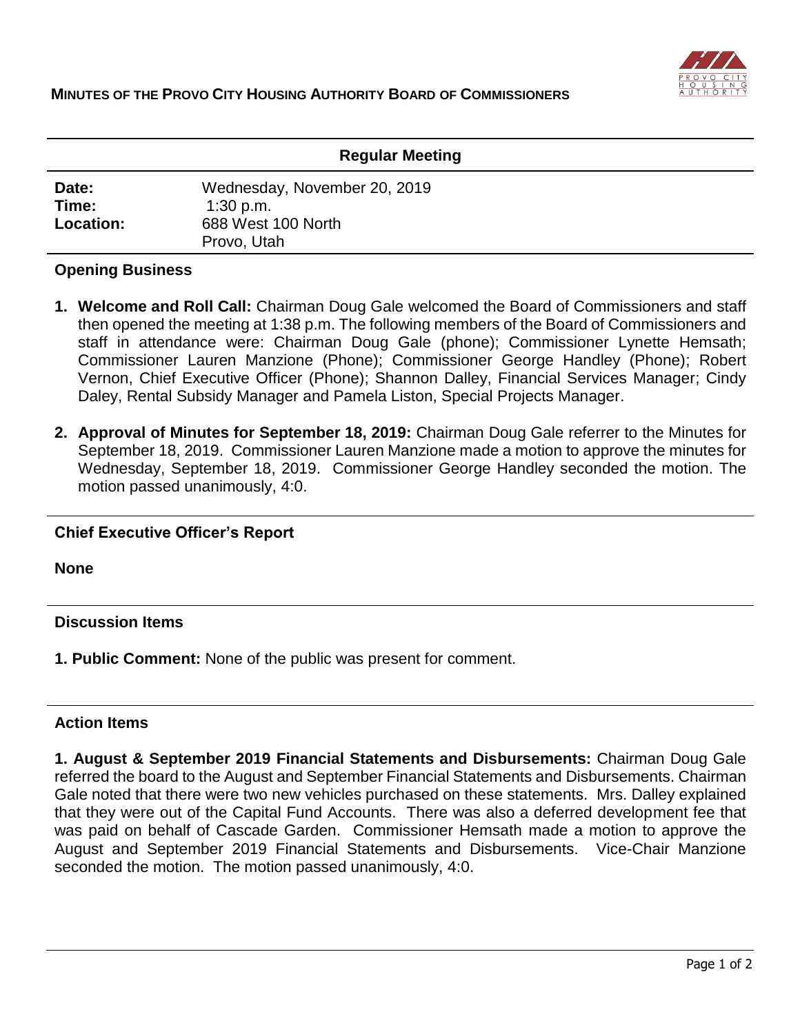# MINUTES OF THE PROVO CITY HOUSING AUTHORITY BOARD OF COMMISSIONERS

## Regular Meeting

| | |
|---|---|
| **Date:** | Wednesday, November 20, 2019 |
| **Time:** | 1:30 p.m. |
| **Location:** | 688 West 100 North<br>Provo, Utah |

### Opening Business

1. **Welcome and Roll Call:** Chairman Doug Gale welcomed the Board of Commissioners and staff then opened the meeting at 1:38 p.m. The following members of the Board of Commissioners and staff in attendance were: Chairman Doug Gale (phone); Commissioner Lynette Hemsath; Commissioner Lauren Manzione (Phone); Commissioner George Handley (Phone); Robert Vernon, Chief Executive Officer (Phone); Shannon Dalley, Financial Services Manager; Cindy Daley, Rental Subsidy Manager and Pamela Liston, Special Projects Manager.

2. **Approval of Minutes for September 18, 2019:** Chairman Doug Gale referrer to the Minutes for September 18, 2019. Commissioner Lauren Manzione made a motion to approve the minutes for Wednesday, September 18, 2019. Commissioner George Handley seconded the motion. The motion passed unanimously, 4:0.

### Chief Executive Officer's Report

**None**

### Discussion Items

**1. Public Comment:** None of the public was present for comment.

### Action Items

**1. August & September 2019 Financial Statements and Disbursements:** Chairman Doug Gale referred the board to the August and September Financial Statements and Disbursements. Chairman Gale noted that there were two new vehicles purchased on these statements. Mrs. Dalley explained that they were out of the Capital Fund Accounts. There was also a deferred development fee that was paid on behalf of Cascade Garden. Commissioner Hemsath made a motion to approve the August and September 2019 Financial Statements and Disbursements. Vice-Chair Manzione seconded the motion. The motion passed unanimously, 4:0.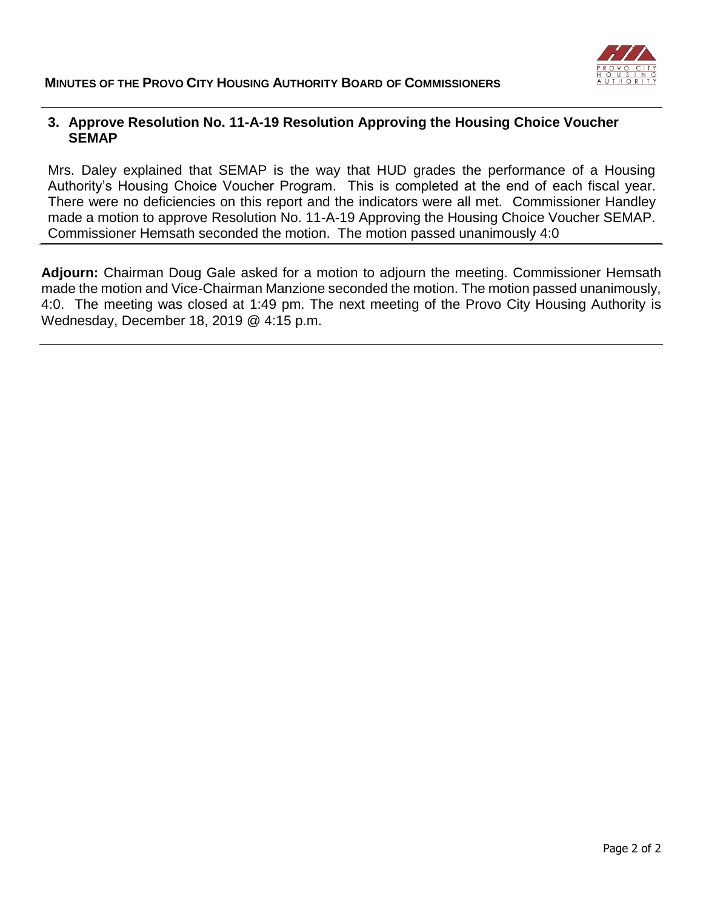### 3. Approve Resolution No. 11-A-19 Resolution Approving the Housing Choice Voucher SEMAP

Mrs. Daley explained that SEMAP is the way that HUD grades the performance of a Housing Authority's Housing Choice Voucher Program. This is completed at the end of each fiscal year. There were no deficiencies on this report and the indicators were all met. Commissioner Handley made a motion to approve Resolution No. 11-A-19 Approving the Housing Choice Voucher SEMAP. Commissioner Hemsath seconded the motion. The motion passed unanimously 4:0

**Adjourn:** Chairman Doug Gale asked for a motion to adjourn the meeting. Commissioner Hemsath made the motion and Vice-Chairman Manzione seconded the motion. The motion passed unanimously, 4:0. The meeting was closed at 1:49 pm. The next meeting of the Provo City Housing Authority is Wednesday, December 18, 2019 @ 4:15 p.m.